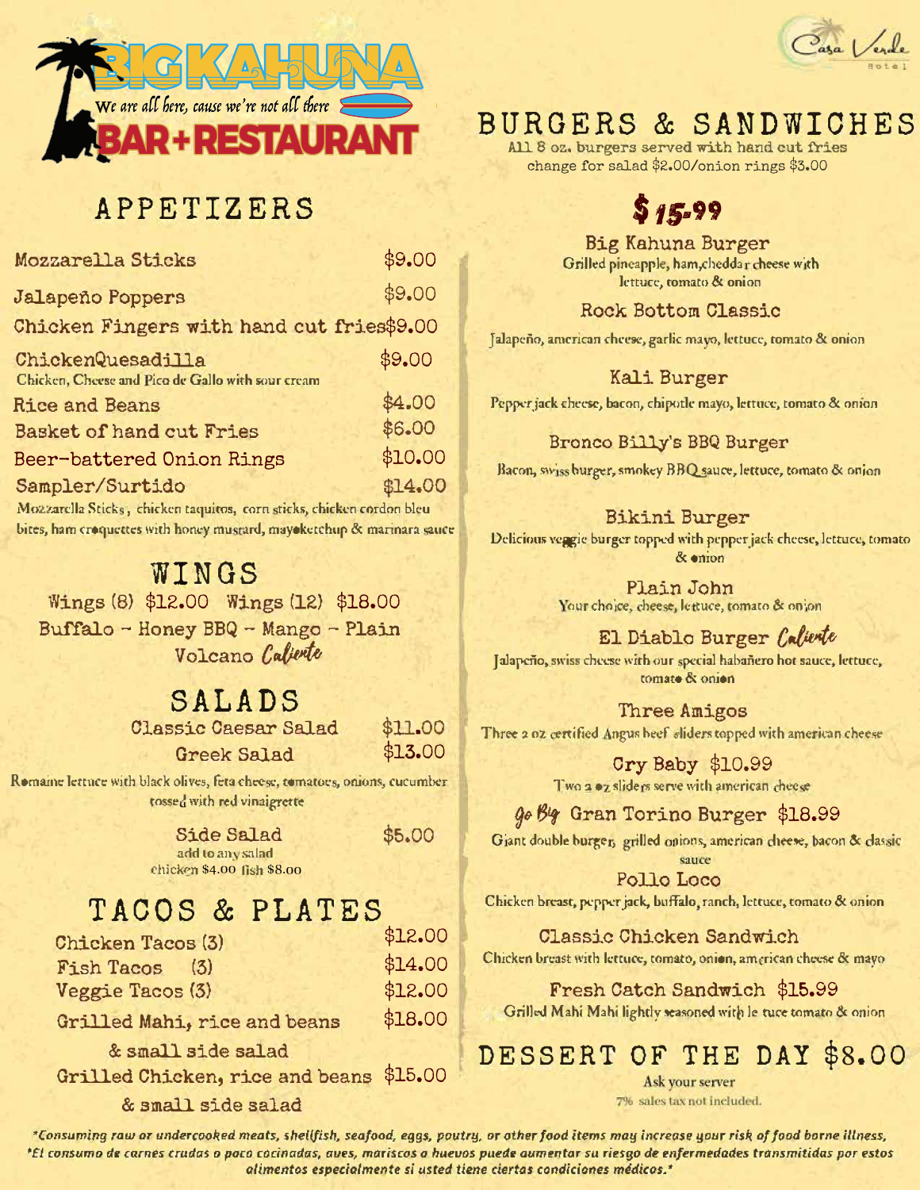# BIG KAHUNA BAR + RESTAURANT

*We are all here, cause we're not all there*

Casa Verde Hotel

## APPETIZERS

| Item | Price |
|---|---|
| Mozzarella Sticks | $9.00 |
| Jalapeño Poppers | $9.00 |
| Chicken Fingers with hand cut fries | $9.00 |
| ChickenQuesadilla<br>Chicken, Cheese and Pico de Gallo with sour cream | $9.00 |
| Rice and Beans | $4.00 |
| Basket of hand cut Fries | $6.00 |
| Beer-battered Onion Rings | $10.00 |
| Sampler/Surtido<br>Mozzarella Sticks, chicken taquitos, corn sticks, chicken cordon bleu bites, ham croquettes with honey mustard, mayoketchup & marinara sauce | $14.00 |

## WINGS

Wings (8) $12.00 Wings (12) $18.00

Buffalo - Honey BBQ - Mango - Plain

Volcano *Caliente*

## SALADS

| Item | Price |
|---|---|
| Classic Caesar Salad | $11.00 |
| Greek Salad<br>Romaine lettuce with black olives, feta cheese, tomatoes, onions, cucumber tossed with red vinaigrette | $13.00 |
| Side Salad | $5.00 |

add to any salad
chicken $4.00 fish $8.00

## TACOS & PLATES

| Item | Price |
|---|---|
| Chicken Tacos (3) | $12.00 |
| Fish Tacos (3) | $14.00 |
| Veggie Tacos (3) | $12.00 |
| Grilled Mahi, rice and beans & small side salad | $18.00 |
| Grilled Chicken, rice and beans & small side salad | $15.00 |

## BURGERS & SANDWICHES

All 8 oz. burgers served with hand cut fries
change for salad $2.00/onion rings $3.00

### $15.99

**Big Kahuna Burger**
Grilled pineapple, ham,cheddar cheese with lettuce, tomato & onion

**Rock Bottom Classic**
Jalapeño, american cheese, garlic mayo, lettuce, tomato & onion

**Kali Burger**
Pepper jack cheese, bacon, chipotle mayo, lettuce, tomato & onion

**Bronco Billy's BBQ Burger**
Bacon, swiss burger, smokey BBQ sauce, lettuce, tomato & onion

**Bikini Burger**
Delicious veggie burger topped with pepper jack cheese, lettuce, tomato & onion

**Plain John**
Your choice, cheese, lettuce, tomato & onion

**El Diablo Burger** *Caliente*
Jalapeño, swiss cheese with our special habañero hot sauce, lettuce, tomato & onion

**Three Amigos**
Three 2 oz certified Angus beef sliders topped with american cheese

**Cry Baby $10.99**
Two 2 oz sliders serve with american cheese

*Go Big* **Gran Torino Burger $18.99**
Giant double burger, grilled onions, american cheese, bacon & classic sauce

**Pollo Loco**
Chicken breast, pepper jack, buffalo, ranch, lettuce, tomato & onion

**Classic Chicken Sandwich**
Chicken breast with lettuce, tomato, onion, american cheese & mayo

**Fresh Catch Sandwich $15.99**
Grilled Mahi Mahi lightly seasoned with lettuce tomato & onion

## DESSERT OF THE DAY $8.00

Ask your server

7% sales tax not included.

*Consuming raw or undercooked meats, shellfish, seafood, eggs, poutry, or other food items may increase your risk of food borne illness.
*El consumo de carnes crudas o poco cocinadas, aves, mariscos o huevos puede aumentar su riesgo de enfermedades transmitidas por estos alimentos especialmente si usted tiene ciertas condiciones médicos.*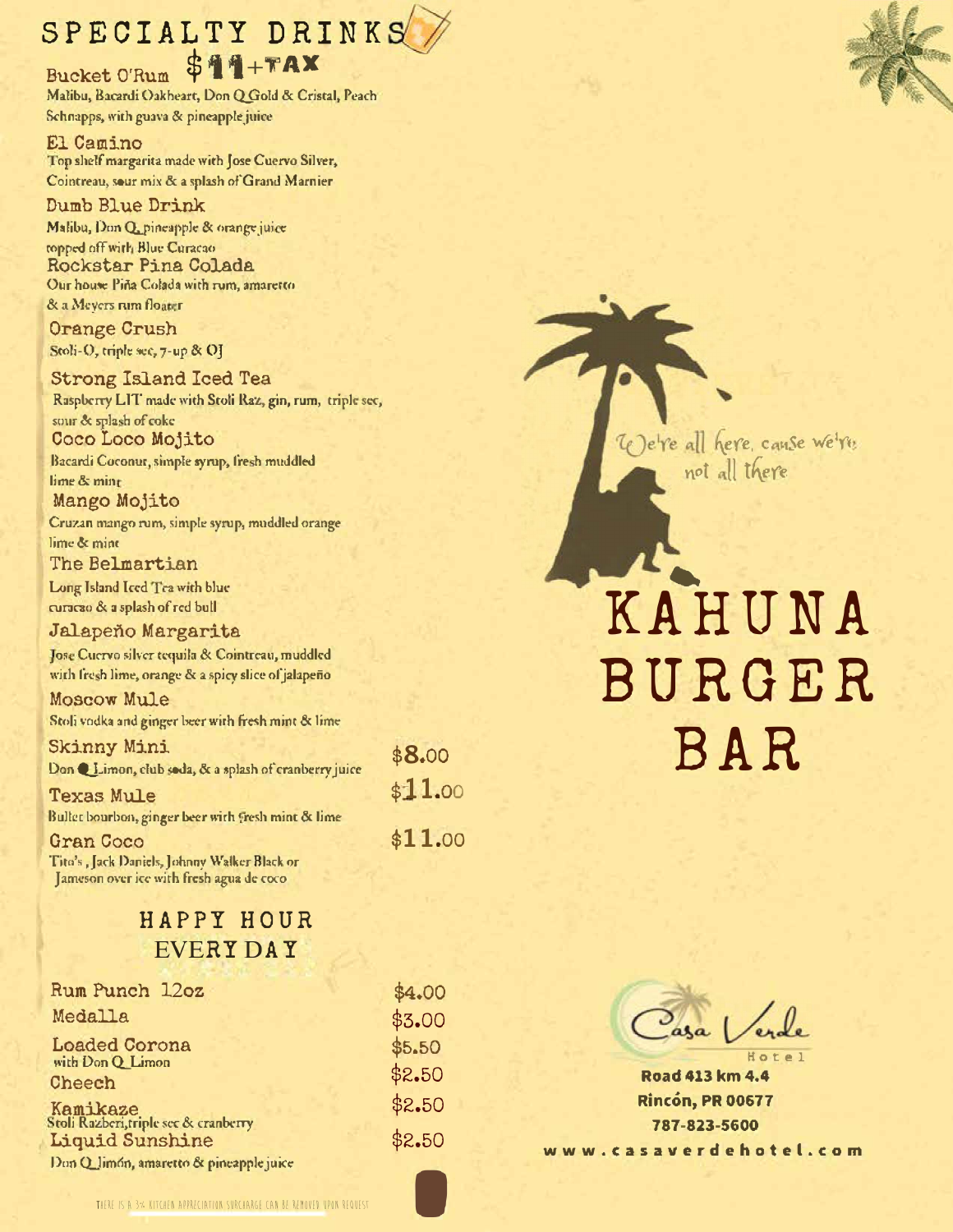# SPECIALTY DRINKS

**Bucket O'Rum** $11+TAX
Malibu, Bacardi Oakheart, Don Q Gold & Cristal, Peach Schnapps, with guava & pineapple juice

**El Camino**
Top shelf margarita made with Jose Cuervo Silver, Cointreau, sour mix & a splash of Grand Marnier

**Dumb Blue Drink**
Malibu, Don Q, pineapple & orange juice topped off with Blue Curacao

**Rockstar Pina Colada**
Our house Piña Colada with rum, amaretto & a Meyers rum floater

**Orange Crush**
Stoli-O, triple sec, 7-up & OJ

**Strong Island Iced Tea**
Raspberry LIT made with Stoli Raz, gin, rum, triple sec, sour & splash of coke

**Coco Loco Mojito**
Bacardi Coconut, simple syrup, fresh muddled lime & mint

**Mango Mojito**
Cruzan mango rum, simple syrup, muddled orange lime & mint

**The Belmartian**
Long Island Iced Tea with blue curacao & a splash of red bull

**Jalapeño Margarita**
Jose Cuervo silver tequila & Cointreau, muddled with fresh lime, orange & a spicy slice of jalapeño

**Moscow Mule**
Stoli vodka and ginger beer with fresh mint & lime

**Skinny Mini** $8.00
Don Q Limon, club soda, & a splash of cranberry juice

**Texas Mule** $11.00
Bulleit bourbon, ginger beer with fresh mint & lime

**Gran Coco** $11.00
Tito's, Jack Daniels, Johnny Walker Black or Jameson over ice with fresh agua de coco

## HAPPY HOUR EVERY DAY

| | |
|---|---|
| Rum Punch 12oz | $4.00 |
| Medalla | $3.00 |
| Loaded Corona with Don Q Limon | $5.50 |
| Cheech | $2.50 |
| Kamikaze Stoli Razberi, triple sec & cranberry | $2.50 |
| Liquid Sunshine Don Q limón, amaretto & pineapple juice | $2.50 |

THERE IS A 3% KITCHEN APPRECIATION SURCHARGE CAN BE REMOVED UPON REQUEST

We're all here, cause we're not all there

# KAHUNA BURGER BAR

Casa Verde Hotel
Road 413 km 4.4
Rincón, PR 00677
787-823-5600
www.casaverdehotel.com